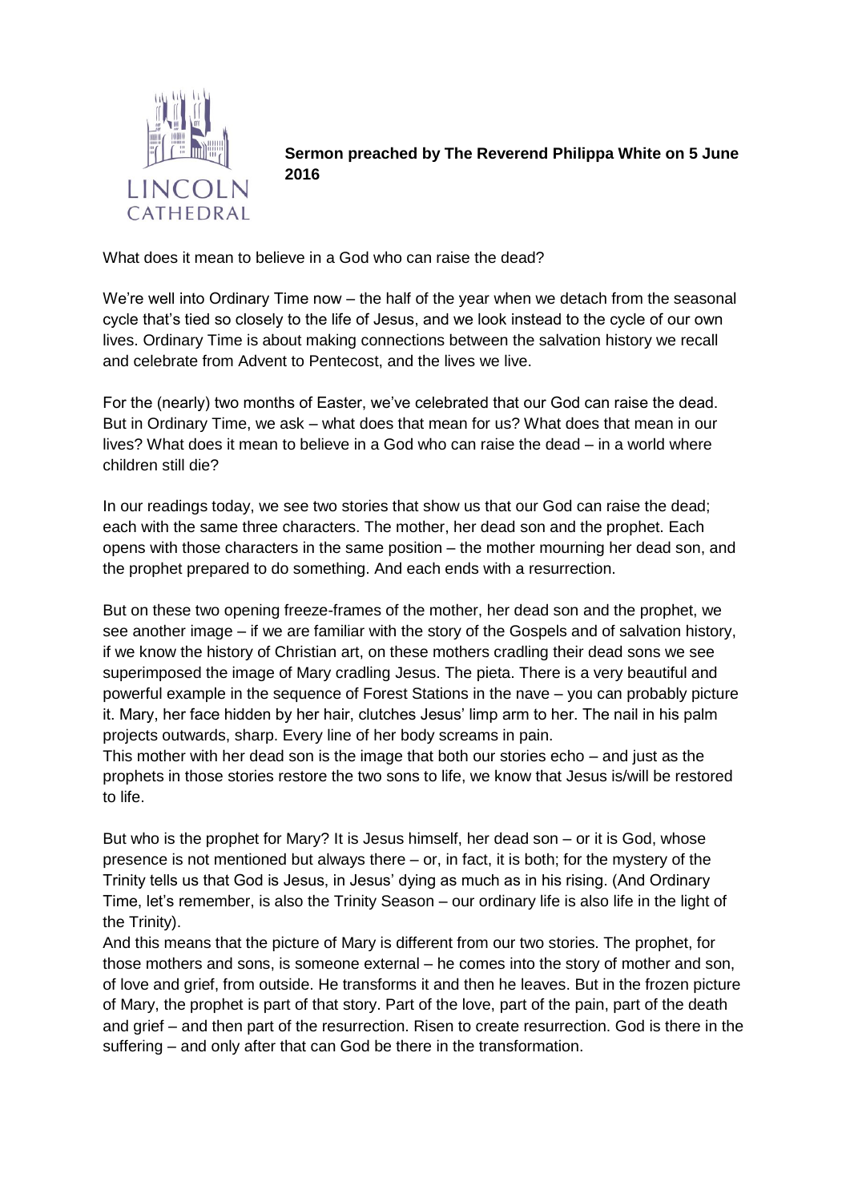**Sermon preached by The Reverend Philippa White on 5 June 2016**

What does it mean to believe in a God who can raise the dead?

We're well into Ordinary Time now – the half of the year when we detach from the seasonal cycle that's tied so closely to the life of Jesus, and we look instead to the cycle of our own lives. Ordinary Time is about making connections between the salvation history we recall and celebrate from Advent to Pentecost, and the lives we live.

For the (nearly) two months of Easter, we've celebrated that our God can raise the dead. But in Ordinary Time, we ask – what does that mean for us? What does that mean in our lives? What does it mean to believe in a God who can raise the dead – in a world where children still die?

In our readings today, we see two stories that show us that our God can raise the dead; each with the same three characters. The mother, her dead son and the prophet. Each opens with those characters in the same position – the mother mourning her dead son, and the prophet prepared to do something. And each ends with a resurrection.

But on these two opening freeze-frames of the mother, her dead son and the prophet, we see another image – if we are familiar with the story of the Gospels and of salvation history, if we know the history of Christian art, on these mothers cradling their dead sons we see superimposed the image of Mary cradling Jesus. The pieta. There is a very beautiful and powerful example in the sequence of Forest Stations in the nave – you can probably picture it. Mary, her face hidden by her hair, clutches Jesus' limp arm to her. The nail in his palm projects outwards, sharp. Every line of her body screams in pain.
This mother with her dead son is the image that both our stories echo – and just as the prophets in those stories restore the two sons to life, we know that Jesus is/will be restored to life.

But who is the prophet for Mary? It is Jesus himself, her dead son – or it is God, whose presence is not mentioned but always there – or, in fact, it is both; for the mystery of the Trinity tells us that God is Jesus, in Jesus' dying as much as in his rising. (And Ordinary Time, let's remember, is also the Trinity Season – our ordinary life is also life in the light of the Trinity).
And this means that the picture of Mary is different from our two stories. The prophet, for those mothers and sons, is someone external – he comes into the story of mother and son, of love and grief, from outside. He transforms it and then he leaves. But in the frozen picture of Mary, the prophet is part of that story. Part of the love, part of the pain, part of the death and grief – and then part of the resurrection. Risen to create resurrection. God is there in the suffering – and only after that can God be there in the transformation.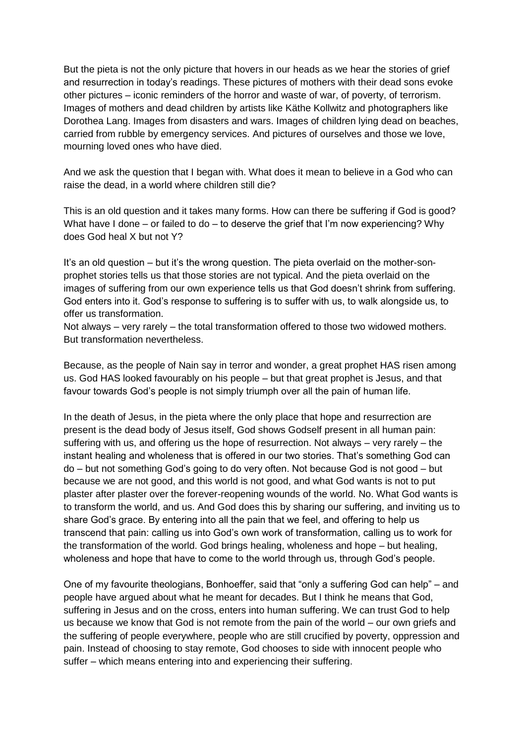But the pieta is not the only picture that hovers in our heads as we hear the stories of grief and resurrection in today's readings. These pictures of mothers with their dead sons evoke other pictures – iconic reminders of the horror and waste of war, of poverty, of terrorism. Images of mothers and dead children by artists like Käthe Kollwitz and photographers like Dorothea Lang. Images from disasters and wars. Images of children lying dead on beaches, carried from rubble by emergency services. And pictures of ourselves and those we love, mourning loved ones who have died.

And we ask the question that I began with. What does it mean to believe in a God who can raise the dead, in a world where children still die?

This is an old question and it takes many forms. How can there be suffering if God is good? What have I done – or failed to do – to deserve the grief that I'm now experiencing? Why does God heal X but not Y?

It's an old question – but it's the wrong question. The pieta overlaid on the mother-son-prophet stories tells us that those stories are not typical. And the pieta overlaid on the images of suffering from our own experience tells us that God doesn't shrink from suffering. God enters into it. God's response to suffering is to suffer with us, to walk alongside us, to offer us transformation.
Not always – very rarely – the total transformation offered to those two widowed mothers. But transformation nevertheless.

Because, as the people of Nain say in terror and wonder, a great prophet HAS risen among us. God HAS looked favourably on his people – but that great prophet is Jesus, and that favour towards God's people is not simply triumph over all the pain of human life.

In the death of Jesus, in the pieta where the only place that hope and resurrection are present is the dead body of Jesus itself, God shows Godself present in all human pain: suffering with us, and offering us the hope of resurrection. Not always – very rarely – the instant healing and wholeness that is offered in our two stories. That's something God can do – but not something God's going to do very often. Not because God is not good – but because we are not good, and this world is not good, and what God wants is not to put plaster after plaster over the forever-reopening wounds of the world. No. What God wants is to transform the world, and us. And God does this by sharing our suffering, and inviting us to share God's grace. By entering into all the pain that we feel, and offering to help us transcend that pain: calling us into God's own work of transformation, calling us to work for the transformation of the world. God brings healing, wholeness and hope – but healing, wholeness and hope that have to come to the world through us, through God's people.

One of my favourite theologians, Bonhoeffer, said that "only a suffering God can help" – and people have argued about what he meant for decades. But I think he means that God, suffering in Jesus and on the cross, enters into human suffering. We can trust God to help us because we know that God is not remote from the pain of the world – our own griefs and the suffering of people everywhere, people who are still crucified by poverty, oppression and pain. Instead of choosing to stay remote, God chooses to side with innocent people who suffer – which means entering into and experiencing their suffering.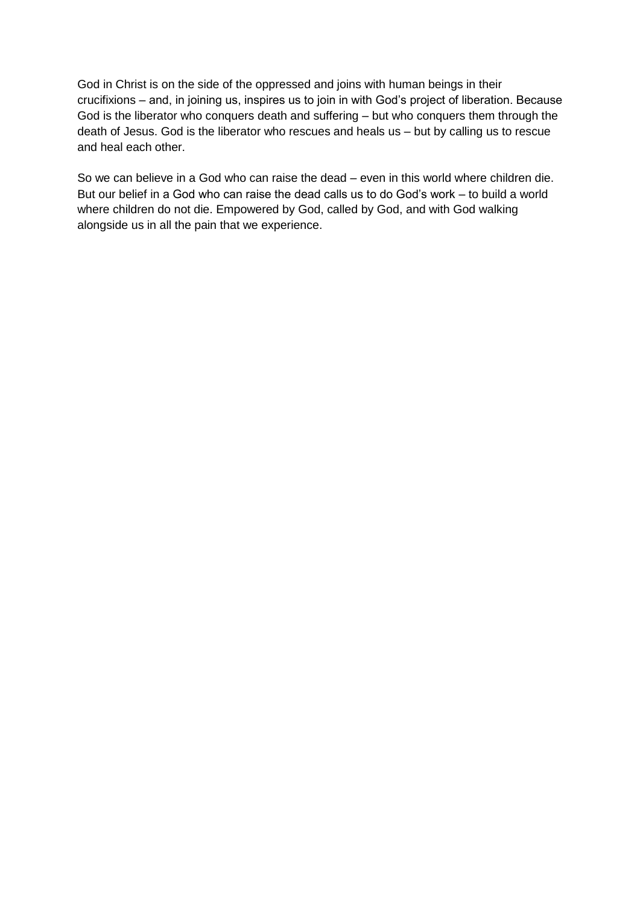God in Christ is on the side of the oppressed and joins with human beings in their crucifixions – and, in joining us, inspires us to join in with God's project of liberation. Because God is the liberator who conquers death and suffering – but who conquers them through the death of Jesus. God is the liberator who rescues and heals us – but by calling us to rescue and heal each other.

So we can believe in a God who can raise the dead – even in this world where children die. But our belief in a God who can raise the dead calls us to do God's work – to build a world where children do not die. Empowered by God, called by God, and with God walking alongside us in all the pain that we experience.